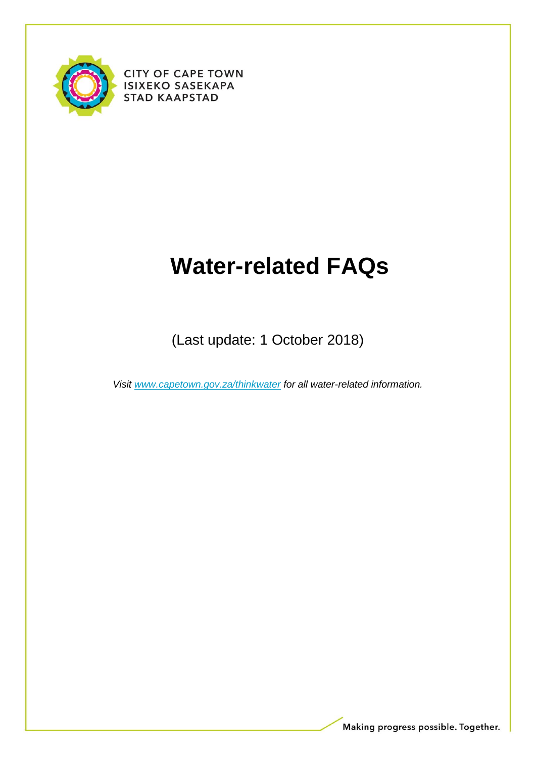CITY OF CAPE TOWN
ISIXEKO SASEKAPA
STAD KAAPSTAD

# Water-related FAQs

(Last update: 1 October 2018)

*Visit [www.capetown.gov.za/thinkwater](http://www.capetown.gov.za/thinkwater) for all water-related information.*

Making progress possible. Together.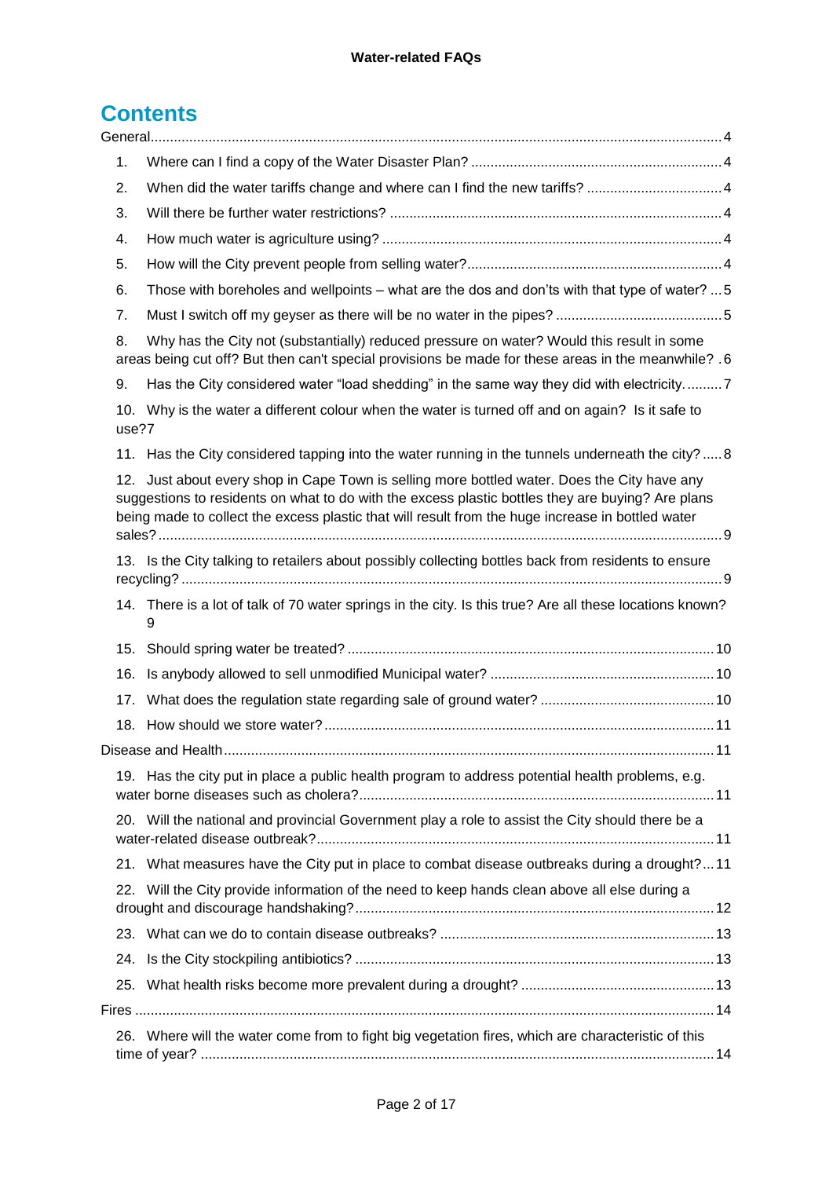# Contents

General ........ 4

1. Where can I find a copy of the Water Disaster Plan? ........ 4
2. When did the water tariffs change and where can I find the new tariffs? ........ 4
3. Will there be further water restrictions? ........ 4
4. How much water is agriculture using? ........ 4
5. How will the City prevent people from selling water? ........ 4
6. Those with boreholes and wellpoints – what are the dos and don'ts with that type of water? ... 5
7. Must I switch off my geyser as there will be no water in the pipes? ........ 5
8. Why has the City not (substantially) reduced pressure on water? Would this result in some areas being cut off? But then can't special provisions be made for these areas in the meanwhile? . 6
9. Has the City considered water "load shedding" in the same way they did with electricity. ........ 7
10. Why is the water a different colour when the water is turned off and on again? Is it safe to use? 7
11. Has the City considered tapping into the water running in the tunnels underneath the city? ..... 8
12. Just about every shop in Cape Town is selling more bottled water. Does the City have any suggestions to residents on what to do with the excess plastic bottles they are buying? Are plans being made to collect the excess plastic that will result from the huge increase in bottled water sales? ........ 9
13. Is the City talking to retailers about possibly collecting bottles back from residents to ensure recycling? ........ 9
14. There is a lot of talk of 70 water springs in the city. Is this true? Are all these locations known? 9
15. Should spring water be treated? ........ 10
16. Is anybody allowed to sell unmodified Municipal water? ........ 10
17. What does the regulation state regarding sale of ground water? ........ 10
18. How should we store water? ........ 11

Disease and Health ........ 11

19. Has the city put in place a public health program to address potential health problems, e.g. water borne diseases such as cholera? ........ 11
20. Will the national and provincial Government play a role to assist the City should there be a water-related disease outbreak? ........ 11
21. What measures have the City put in place to combat disease outbreaks during a drought? ... 11
22. Will the City provide information of the need to keep hands clean above all else during a drought and discourage handshaking? ........ 12
23. What can we do to contain disease outbreaks? ........ 13
24. Is the City stockpiling antibiotics? ........ 13
25. What health risks become more prevalent during a drought? ........ 13

Fires ........ 14

26. Where will the water come from to fight big vegetation fires, which are characteristic of this time of year? ........ 14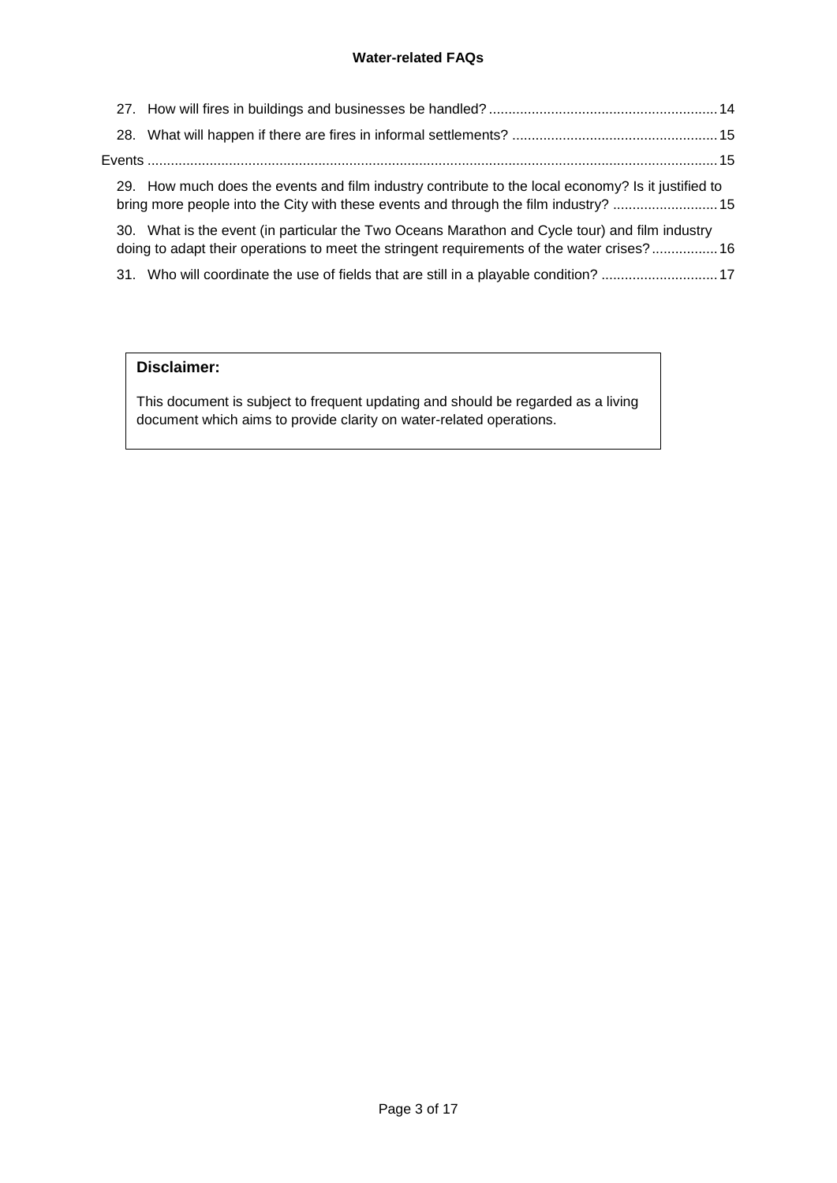27. How will fires in buildings and businesses be handled? .......... 14

28. What will happen if there are fires in informal settlements? .......... 15

Events .......... 15

29. How much does the events and film industry contribute to the local economy? Is it justified to bring more people into the City with these events and through the film industry? .......... 15

30. What is the event (in particular the Two Oceans Marathon and Cycle tour) and film industry doing to adapt their operations to meet the stringent requirements of the water crises? .......... 16

31. Who will coordinate the use of fields that are still in a playable condition? .......... 17

**Disclaimer:**

This document is subject to frequent updating and should be regarded as a living document which aims to provide clarity on water-related operations.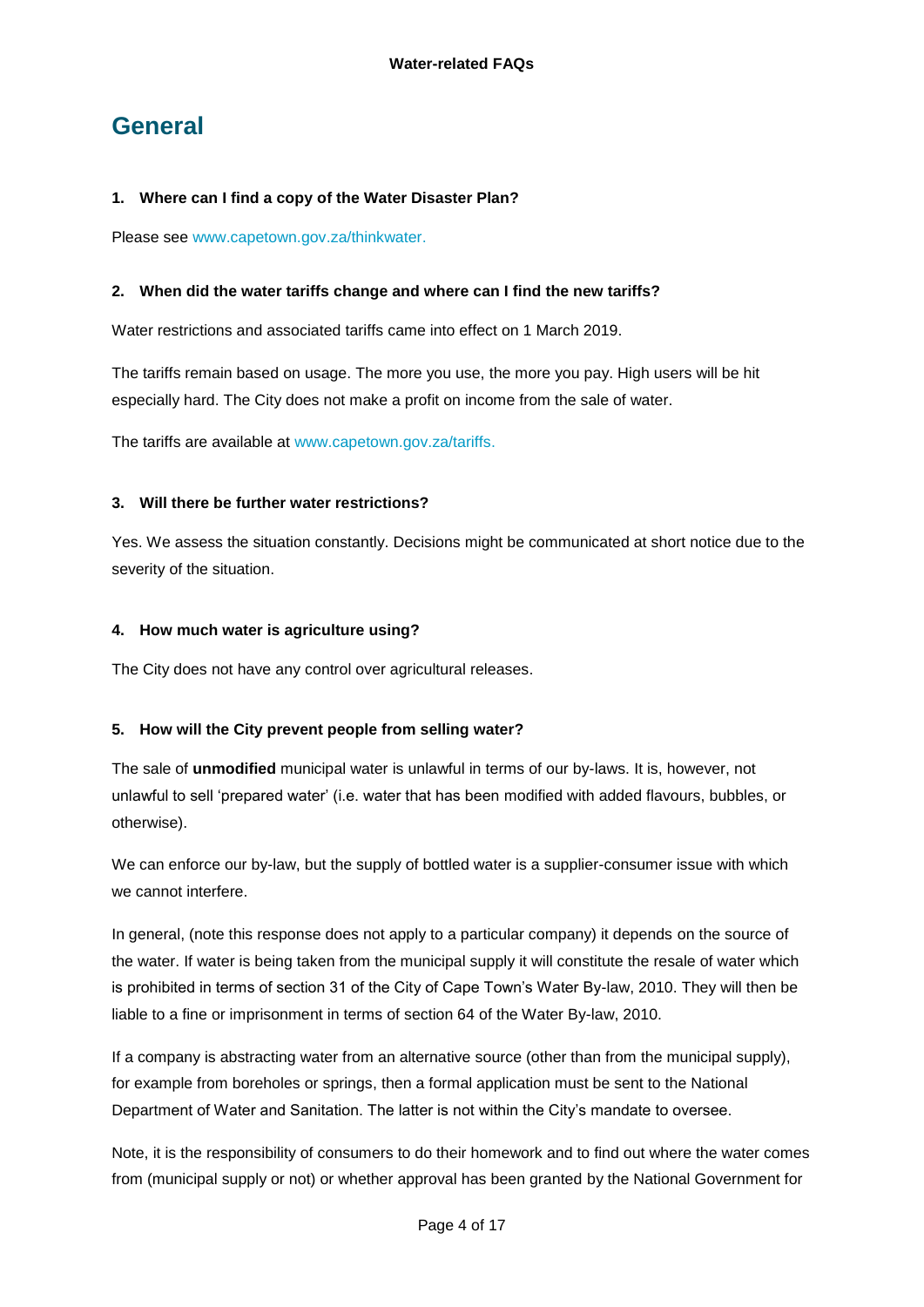# General

**1. Where can I find a copy of the Water Disaster Plan?**

Please see www.capetown.gov.za/thinkwater.

**2. When did the water tariffs change and where can I find the new tariffs?**

Water restrictions and associated tariffs came into effect on 1 March 2019.

The tariffs remain based on usage. The more you use, the more you pay. High users will be hit especially hard. The City does not make a profit on income from the sale of water.

The tariffs are available at www.capetown.gov.za/tariffs.

**3. Will there be further water restrictions?**

Yes. We assess the situation constantly. Decisions might be communicated at short notice due to the severity of the situation.

**4. How much water is agriculture using?**

The City does not have any control over agricultural releases.

**5. How will the City prevent people from selling water?**

The sale of **unmodified** municipal water is unlawful in terms of our by-laws. It is, however, not unlawful to sell 'prepared water' (i.e. water that has been modified with added flavours, bubbles, or otherwise).

We can enforce our by-law, but the supply of bottled water is a supplier-consumer issue with which we cannot interfere.

In general, (note this response does not apply to a particular company) it depends on the source of the water. If water is being taken from the municipal supply it will constitute the resale of water which is prohibited in terms of section 31 of the City of Cape Town's Water By-law, 2010. They will then be liable to a fine or imprisonment in terms of section 64 of the Water By-law, 2010.

If a company is abstracting water from an alternative source (other than from the municipal supply), for example from boreholes or springs, then a formal application must be sent to the National Department of Water and Sanitation. The latter is not within the City's mandate to oversee.

Note, it is the responsibility of consumers to do their homework and to find out where the water comes from (municipal supply or not) or whether approval has been granted by the National Government for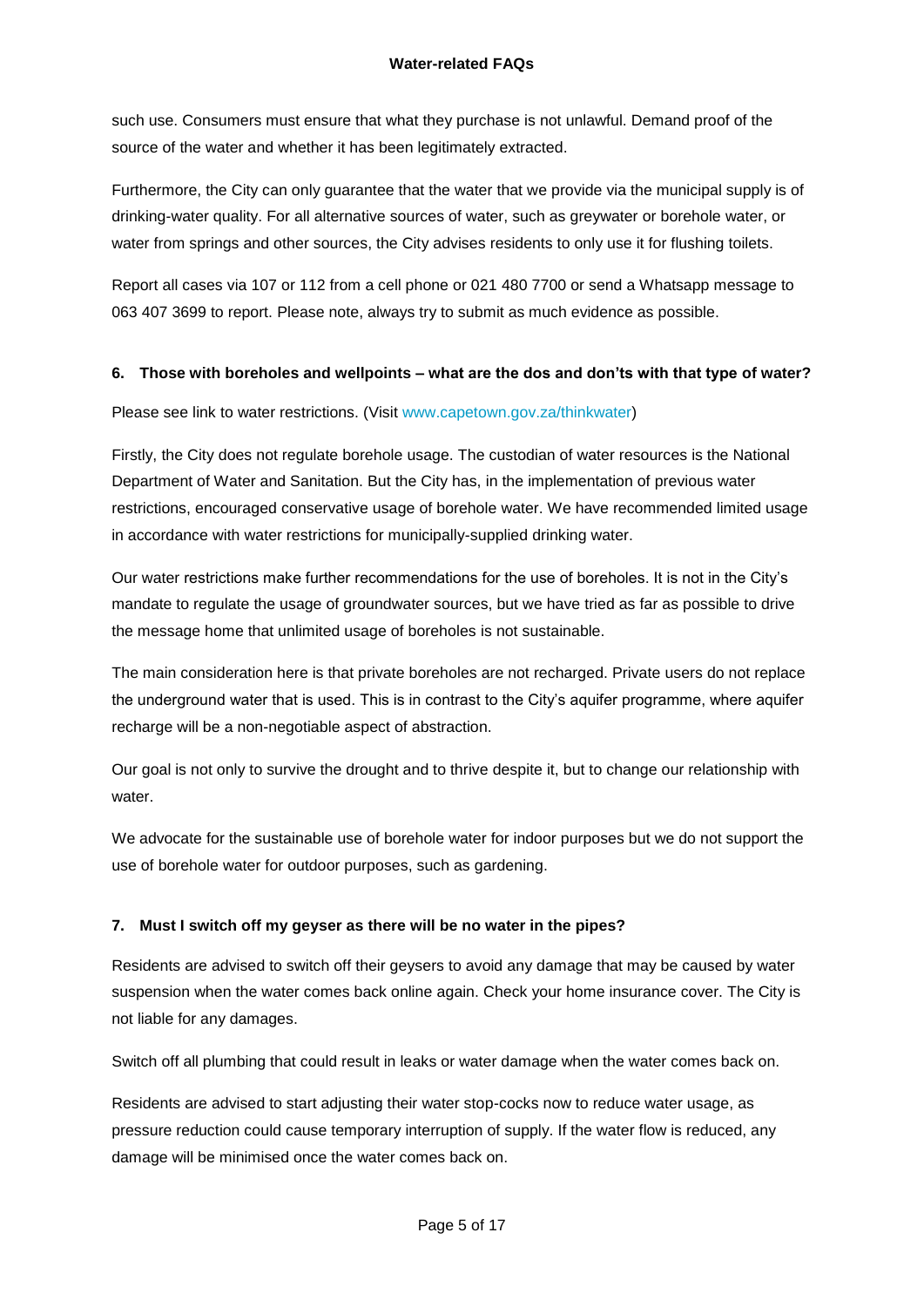such use. Consumers must ensure that what they purchase is not unlawful. Demand proof of the source of the water and whether it has been legitimately extracted.

Furthermore, the City can only guarantee that the water that we provide via the municipal supply is of drinking-water quality. For all alternative sources of water, such as greywater or borehole water, or water from springs and other sources, the City advises residents to only use it for flushing toilets.

Report all cases via 107 or 112 from a cell phone or 021 480 7700 or send a Whatsapp message to 063 407 3699 to report. Please note, always try to submit as much evidence as possible.

**6. Those with boreholes and wellpoints – what are the dos and don'ts with that type of water?**

Please see link to water restrictions. (Visit www.capetown.gov.za/thinkwater)

Firstly, the City does not regulate borehole usage. The custodian of water resources is the National Department of Water and Sanitation. But the City has, in the implementation of previous water restrictions, encouraged conservative usage of borehole water. We have recommended limited usage in accordance with water restrictions for municipally-supplied drinking water.

Our water restrictions make further recommendations for the use of boreholes. It is not in the City's mandate to regulate the usage of groundwater sources, but we have tried as far as possible to drive the message home that unlimited usage of boreholes is not sustainable.

The main consideration here is that private boreholes are not recharged. Private users do not replace the underground water that is used. This is in contrast to the City's aquifer programme, where aquifer recharge will be a non-negotiable aspect of abstraction.

Our goal is not only to survive the drought and to thrive despite it, but to change our relationship with water.

We advocate for the sustainable use of borehole water for indoor purposes but we do not support the use of borehole water for outdoor purposes, such as gardening.

**7. Must I switch off my geyser as there will be no water in the pipes?**

Residents are advised to switch off their geysers to avoid any damage that may be caused by water suspension when the water comes back online again. Check your home insurance cover. The City is not liable for any damages.

Switch off all plumbing that could result in leaks or water damage when the water comes back on.

Residents are advised to start adjusting their water stop-cocks now to reduce water usage, as pressure reduction could cause temporary interruption of supply. If the water flow is reduced, any damage will be minimised once the water comes back on.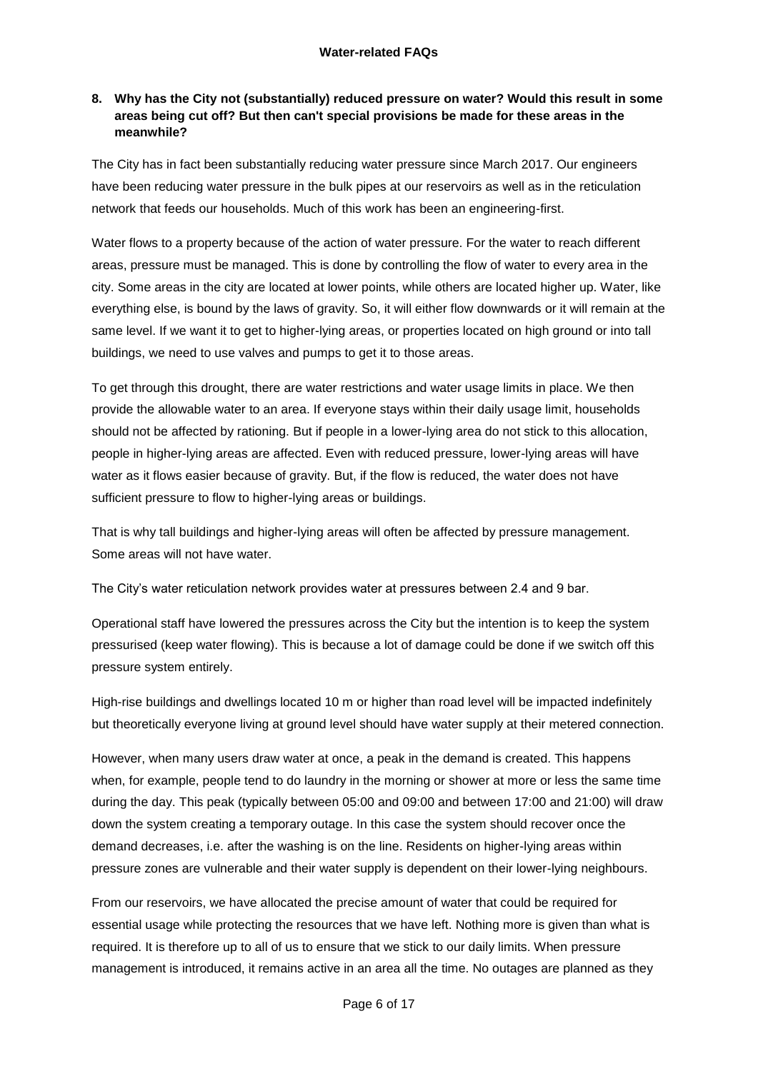**8. Why has the City not (substantially) reduced pressure on water? Would this result in some areas being cut off? But then can't special provisions be made for these areas in the meanwhile?**

The City has in fact been substantially reducing water pressure since March 2017. Our engineers have been reducing water pressure in the bulk pipes at our reservoirs as well as in the reticulation network that feeds our households. Much of this work has been an engineering-first.

Water flows to a property because of the action of water pressure. For the water to reach different areas, pressure must be managed. This is done by controlling the flow of water to every area in the city. Some areas in the city are located at lower points, while others are located higher up. Water, like everything else, is bound by the laws of gravity. So, it will either flow downwards or it will remain at the same level. If we want it to get to higher-lying areas, or properties located on high ground or into tall buildings, we need to use valves and pumps to get it to those areas.

To get through this drought, there are water restrictions and water usage limits in place. We then provide the allowable water to an area. If everyone stays within their daily usage limit, households should not be affected by rationing. But if people in a lower-lying area do not stick to this allocation, people in higher-lying areas are affected. Even with reduced pressure, lower-lying areas will have water as it flows easier because of gravity. But, if the flow is reduced, the water does not have sufficient pressure to flow to higher-lying areas or buildings.

That is why tall buildings and higher-lying areas will often be affected by pressure management. Some areas will not have water.

The City's water reticulation network provides water at pressures between 2.4 and 9 bar.

Operational staff have lowered the pressures across the City but the intention is to keep the system pressurised (keep water flowing). This is because a lot of damage could be done if we switch off this pressure system entirely.

High-rise buildings and dwellings located 10 m or higher than road level will be impacted indefinitely but theoretically everyone living at ground level should have water supply at their metered connection.

However, when many users draw water at once, a peak in the demand is created. This happens when, for example, people tend to do laundry in the morning or shower at more or less the same time during the day. This peak (typically between 05:00 and 09:00 and between 17:00 and 21:00) will draw down the system creating a temporary outage. In this case the system should recover once the demand decreases, i.e. after the washing is on the line. Residents on higher-lying areas within pressure zones are vulnerable and their water supply is dependent on their lower-lying neighbours.

From our reservoirs, we have allocated the precise amount of water that could be required for essential usage while protecting the resources that we have left. Nothing more is given than what is required. It is therefore up to all of us to ensure that we stick to our daily limits. When pressure management is introduced, it remains active in an area all the time. No outages are planned as they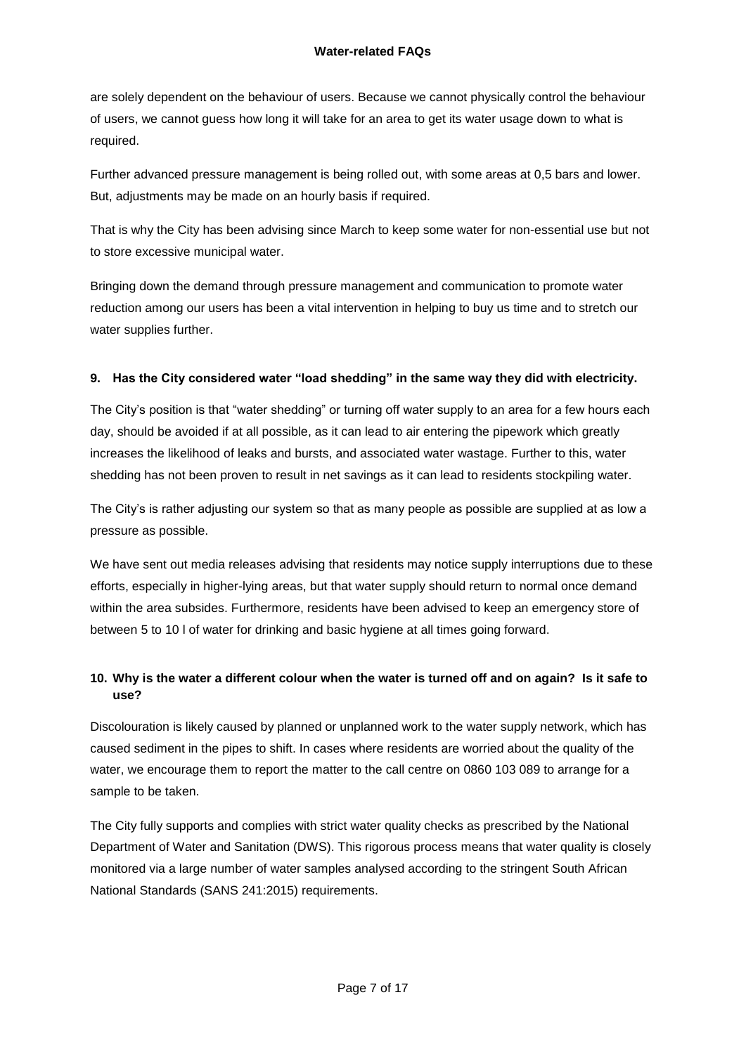are solely dependent on the behaviour of users. Because we cannot physically control the behaviour of users, we cannot guess how long it will take for an area to get its water usage down to what is required.

Further advanced pressure management is being rolled out, with some areas at 0,5 bars and lower. But, adjustments may be made on an hourly basis if required.

That is why the City has been advising since March to keep some water for non-essential use but not to store excessive municipal water.

Bringing down the demand through pressure management and communication to promote water reduction among our users has been a vital intervention in helping to buy us time and to stretch our water supplies further.

**9. Has the City considered water "load shedding" in the same way they did with electricity.**

The City's position is that "water shedding" or turning off water supply to an area for a few hours each day, should be avoided if at all possible, as it can lead to air entering the pipework which greatly increases the likelihood of leaks and bursts, and associated water wastage. Further to this, water shedding has not been proven to result in net savings as it can lead to residents stockpiling water.

The City's is rather adjusting our system so that as many people as possible are supplied at as low a pressure as possible.

We have sent out media releases advising that residents may notice supply interruptions due to these efforts, especially in higher-lying areas, but that water supply should return to normal once demand within the area subsides. Furthermore, residents have been advised to keep an emergency store of between 5 to 10 l of water for drinking and basic hygiene at all times going forward.

**10. Why is the water a different colour when the water is turned off and on again? Is it safe to use?**

Discolouration is likely caused by planned or unplanned work to the water supply network, which has caused sediment in the pipes to shift. In cases where residents are worried about the quality of the water, we encourage them to report the matter to the call centre on 0860 103 089 to arrange for a sample to be taken.

The City fully supports and complies with strict water quality checks as prescribed by the National Department of Water and Sanitation (DWS). This rigorous process means that water quality is closely monitored via a large number of water samples analysed according to the stringent South African National Standards (SANS 241:2015) requirements.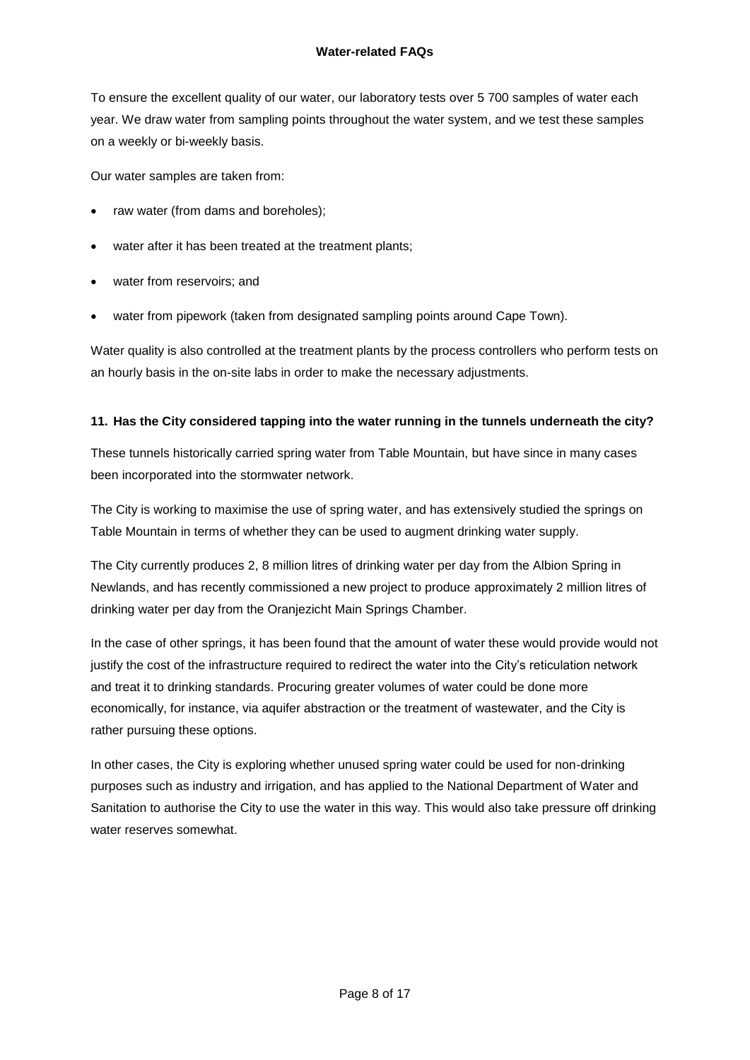To ensure the excellent quality of our water, our laboratory tests over 5 700 samples of water each year. We draw water from sampling points throughout the water system, and we test these samples on a weekly or bi-weekly basis.

Our water samples are taken from:

- raw water (from dams and boreholes);
- water after it has been treated at the treatment plants;
- water from reservoirs; and
- water from pipework (taken from designated sampling points around Cape Town).

Water quality is also controlled at the treatment plants by the process controllers who perform tests on an hourly basis in the on-site labs in order to make the necessary adjustments.

**11. Has the City considered tapping into the water running in the tunnels underneath the city?**

These tunnels historically carried spring water from Table Mountain, but have since in many cases been incorporated into the stormwater network.

The City is working to maximise the use of spring water, and has extensively studied the springs on Table Mountain in terms of whether they can be used to augment drinking water supply.

The City currently produces 2, 8 million litres of drinking water per day from the Albion Spring in Newlands, and has recently commissioned a new project to produce approximately 2 million litres of drinking water per day from the Oranjezicht Main Springs Chamber.

In the case of other springs, it has been found that the amount of water these would provide would not justify the cost of the infrastructure required to redirect the water into the City's reticulation network and treat it to drinking standards. Procuring greater volumes of water could be done more economically, for instance, via aquifer abstraction or the treatment of wastewater, and the City is rather pursuing these options.

In other cases, the City is exploring whether unused spring water could be used for non-drinking purposes such as industry and irrigation, and has applied to the National Department of Water and Sanitation to authorise the City to use the water in this way. This would also take pressure off drinking water reserves somewhat.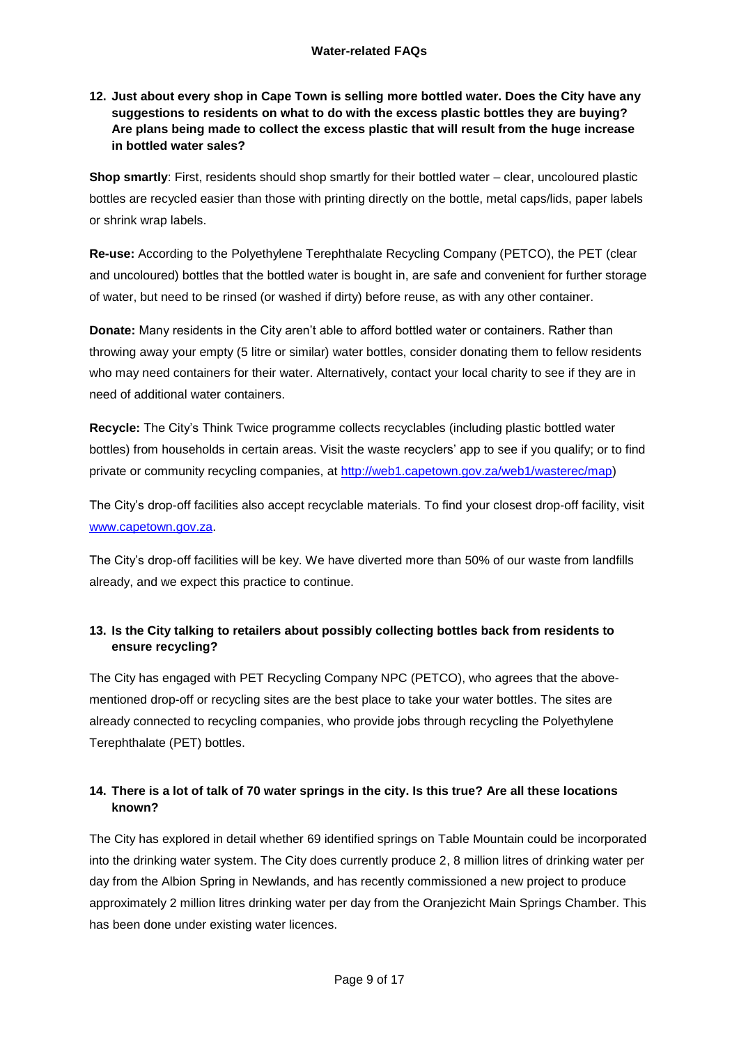**12. Just about every shop in Cape Town is selling more bottled water. Does the City have any suggestions to residents on what to do with the excess plastic bottles they are buying? Are plans being made to collect the excess plastic that will result from the huge increase in bottled water sales?**

**Shop smartly**: First, residents should shop smartly for their bottled water – clear, uncoloured plastic bottles are recycled easier than those with printing directly on the bottle, metal caps/lids, paper labels or shrink wrap labels.

**Re-use:** According to the Polyethylene Terephthalate Recycling Company (PETCO), the PET (clear and uncoloured) bottles that the bottled water is bought in, are safe and convenient for further storage of water, but need to be rinsed (or washed if dirty) before reuse, as with any other container.

**Donate:** Many residents in the City aren't able to afford bottled water or containers. Rather than throwing away your empty (5 litre or similar) water bottles, consider donating them to fellow residents who may need containers for their water. Alternatively, contact your local charity to see if they are in need of additional water containers.

**Recycle:** The City's Think Twice programme collects recyclables (including plastic bottled water bottles) from households in certain areas. Visit the waste recyclers' app to see if you qualify; or to find private or community recycling companies, at [http://web1.capetown.gov.za/web1/wasterec/map](http://web1.capetown.gov.za/web1/wasterec/map))

The City's drop-off facilities also accept recyclable materials. To find your closest drop-off facility, visit [www.capetown.gov.za](http://www.capetown.gov.za).

The City's drop-off facilities will be key. We have diverted more than 50% of our waste from landfills already, and we expect this practice to continue.

**13. Is the City talking to retailers about possibly collecting bottles back from residents to ensure recycling?**

The City has engaged with PET Recycling Company NPC (PETCO), who agrees that the above-mentioned drop-off or recycling sites are the best place to take your water bottles. The sites are already connected to recycling companies, who provide jobs through recycling the Polyethylene Terephthalate (PET) bottles.

**14. There is a lot of talk of 70 water springs in the city. Is this true? Are all these locations known?**

The City has explored in detail whether 69 identified springs on Table Mountain could be incorporated into the drinking water system. The City does currently produce 2, 8 million litres of drinking water per day from the Albion Spring in Newlands, and has recently commissioned a new project to produce approximately 2 million litres drinking water per day from the Oranjezicht Main Springs Chamber. This has been done under existing water licences.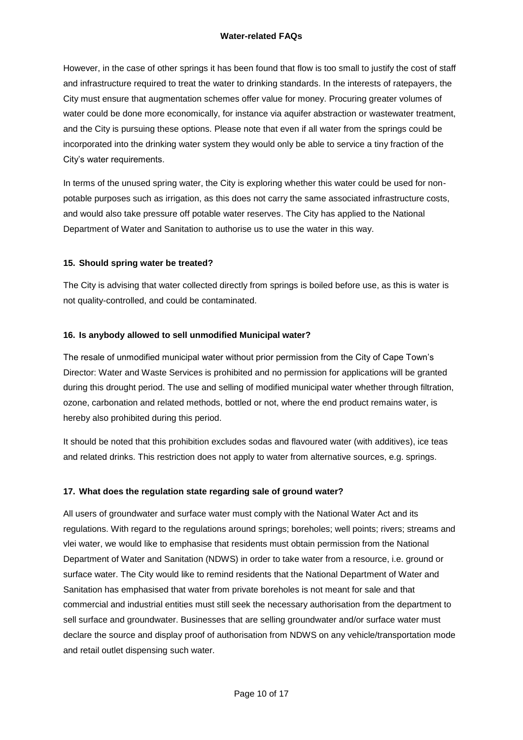However, in the case of other springs it has been found that flow is too small to justify the cost of staff and infrastructure required to treat the water to drinking standards. In the interests of ratepayers, the City must ensure that augmentation schemes offer value for money. Procuring greater volumes of water could be done more economically, for instance via aquifer abstraction or wastewater treatment, and the City is pursuing these options. Please note that even if all water from the springs could be incorporated into the drinking water system they would only be able to service a tiny fraction of the City's water requirements.

In terms of the unused spring water, the City is exploring whether this water could be used for non-potable purposes such as irrigation, as this does not carry the same associated infrastructure costs, and would also take pressure off potable water reserves. The City has applied to the National Department of Water and Sanitation to authorise us to use the water in this way.

### 15. Should spring water be treated?

The City is advising that water collected directly from springs is boiled before use, as this is water is not quality-controlled, and could be contaminated.

### 16. Is anybody allowed to sell unmodified Municipal water?

The resale of unmodified municipal water without prior permission from the City of Cape Town's Director: Water and Waste Services is prohibited and no permission for applications will be granted during this drought period. The use and selling of modified municipal water whether through filtration, ozone, carbonation and related methods, bottled or not, where the end product remains water, is hereby also prohibited during this period.

It should be noted that this prohibition excludes sodas and flavoured water (with additives), ice teas and related drinks. This restriction does not apply to water from alternative sources, e.g. springs.

### 17. What does the regulation state regarding sale of ground water?

All users of groundwater and surface water must comply with the National Water Act and its regulations. With regard to the regulations around springs; boreholes; well points; rivers; streams and vlei water, we would like to emphasise that residents must obtain permission from the National Department of Water and Sanitation (NDWS) in order to take water from a resource, i.e. ground or surface water. The City would like to remind residents that the National Department of Water and Sanitation has emphasised that water from private boreholes is not meant for sale and that commercial and industrial entities must still seek the necessary authorisation from the department to sell surface and groundwater. Businesses that are selling groundwater and/or surface water must declare the source and display proof of authorisation from NDWS on any vehicle/transportation mode and retail outlet dispensing such water.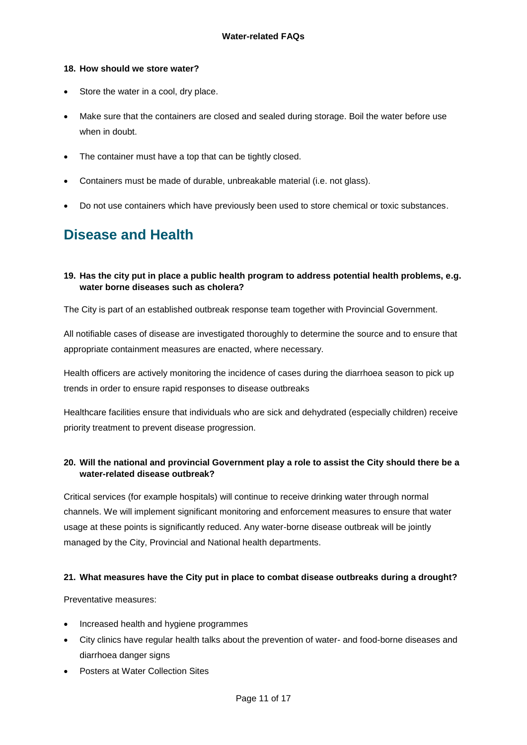**18. How should we store water?**

- Store the water in a cool, dry place.
- Make sure that the containers are closed and sealed during storage. Boil the water before use when in doubt.
- The container must have a top that can be tightly closed.
- Containers must be made of durable, unbreakable material (i.e. not glass).
- Do not use containers which have previously been used to store chemical or toxic substances.

## Disease and Health

**19. Has the city put in place a public health program to address potential health problems, e.g. water borne diseases such as cholera?**

The City is part of an established outbreak response team together with Provincial Government.

All notifiable cases of disease are investigated thoroughly to determine the source and to ensure that appropriate containment measures are enacted, where necessary.

Health officers are actively monitoring the incidence of cases during the diarrhoea season to pick up trends in order to ensure rapid responses to disease outbreaks

Healthcare facilities ensure that individuals who are sick and dehydrated (especially children) receive priority treatment to prevent disease progression.

**20. Will the national and provincial Government play a role to assist the City should there be a water-related disease outbreak?**

Critical services (for example hospitals) will continue to receive drinking water through normal channels. We will implement significant monitoring and enforcement measures to ensure that water usage at these points is significantly reduced. Any water-borne disease outbreak will be jointly managed by the City, Provincial and National health departments.

**21. What measures have the City put in place to combat disease outbreaks during a drought?**

Preventative measures:

- Increased health and hygiene programmes
- City clinics have regular health talks about the prevention of water- and food-borne diseases and diarrhoea danger signs
- Posters at Water Collection Sites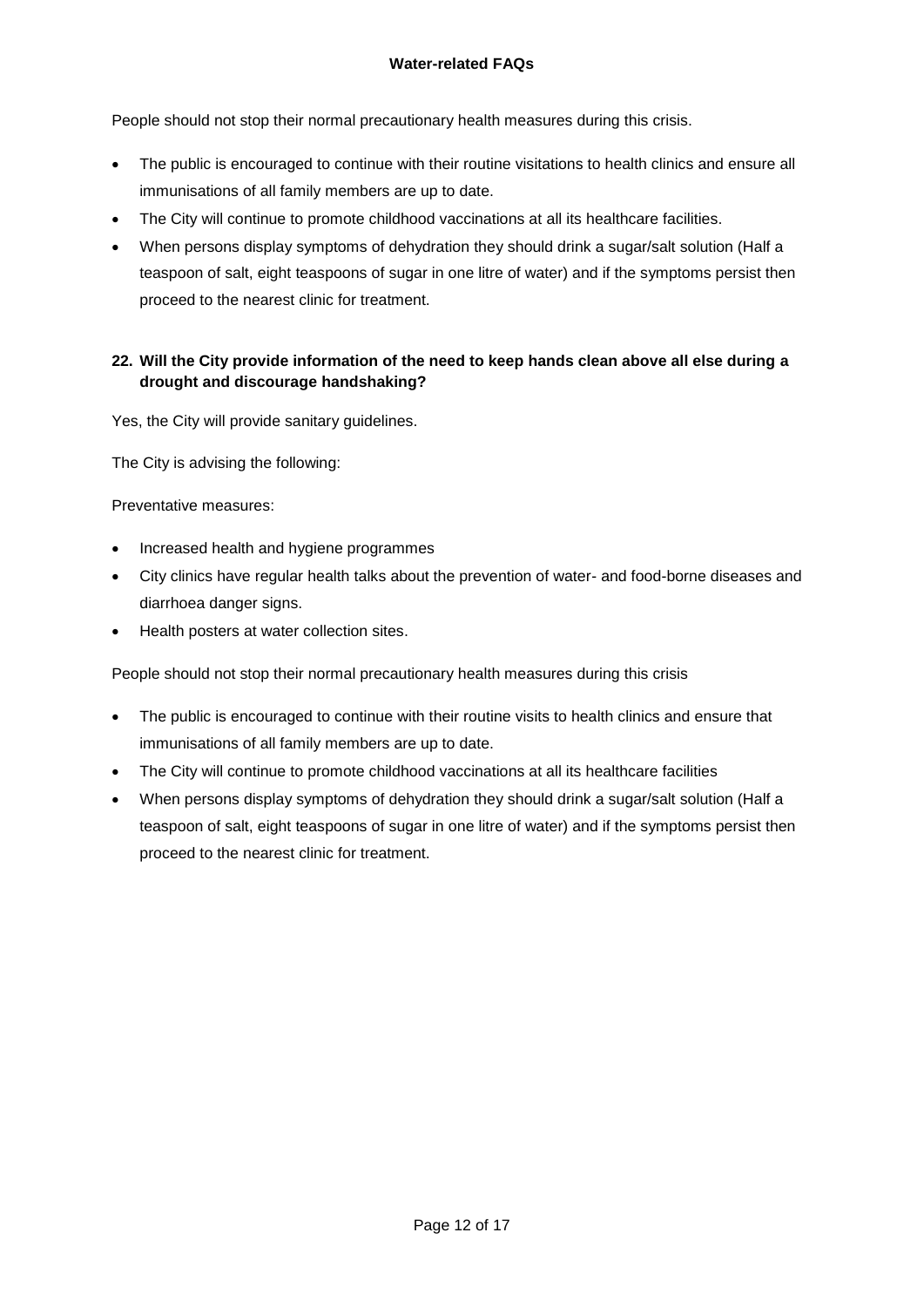People should not stop their normal precautionary health measures during this crisis.

- The public is encouraged to continue with their routine visitations to health clinics and ensure all immunisations of all family members are up to date.
- The City will continue to promote childhood vaccinations at all its healthcare facilities.
- When persons display symptoms of dehydration they should drink a sugar/salt solution (Half a teaspoon of salt, eight teaspoons of sugar in one litre of water) and if the symptoms persist then proceed to the nearest clinic for treatment.

**22. Will the City provide information of the need to keep hands clean above all else during a drought and discourage handshaking?**

Yes, the City will provide sanitary guidelines.

The City is advising the following:

Preventative measures:

- Increased health and hygiene programmes
- City clinics have regular health talks about the prevention of water- and food-borne diseases and diarrhoea danger signs.
- Health posters at water collection sites.

People should not stop their normal precautionary health measures during this crisis

- The public is encouraged to continue with their routine visits to health clinics and ensure that immunisations of all family members are up to date.
- The City will continue to promote childhood vaccinations at all its healthcare facilities
- When persons display symptoms of dehydration they should drink a sugar/salt solution (Half a teaspoon of salt, eight teaspoons of sugar in one litre of water) and if the symptoms persist then proceed to the nearest clinic for treatment.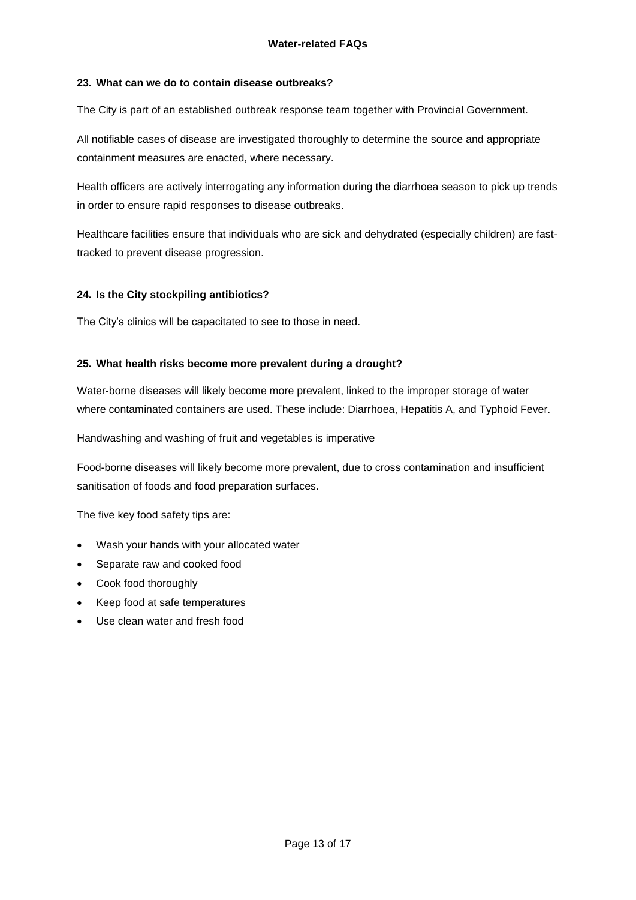### 23. What can we do to contain disease outbreaks?

The City is part of an established outbreak response team together with Provincial Government.

All notifiable cases of disease are investigated thoroughly to determine the source and appropriate containment measures are enacted, where necessary.

Health officers are actively interrogating any information during the diarrhoea season to pick up trends in order to ensure rapid responses to disease outbreaks.

Healthcare facilities ensure that individuals who are sick and dehydrated (especially children) are fast-tracked to prevent disease progression.

### 24. Is the City stockpiling antibiotics?

The City's clinics will be capacitated to see to those in need.

### 25. What health risks become more prevalent during a drought?

Water-borne diseases will likely become more prevalent, linked to the improper storage of water where contaminated containers are used. These include: Diarrhoea, Hepatitis A, and Typhoid Fever.

Handwashing and washing of fruit and vegetables is imperative

Food-borne diseases will likely become more prevalent, due to cross contamination and insufficient sanitisation of foods and food preparation surfaces.

The five key food safety tips are:

- Wash your hands with your allocated water
- Separate raw and cooked food
- Cook food thoroughly
- Keep food at safe temperatures
- Use clean water and fresh food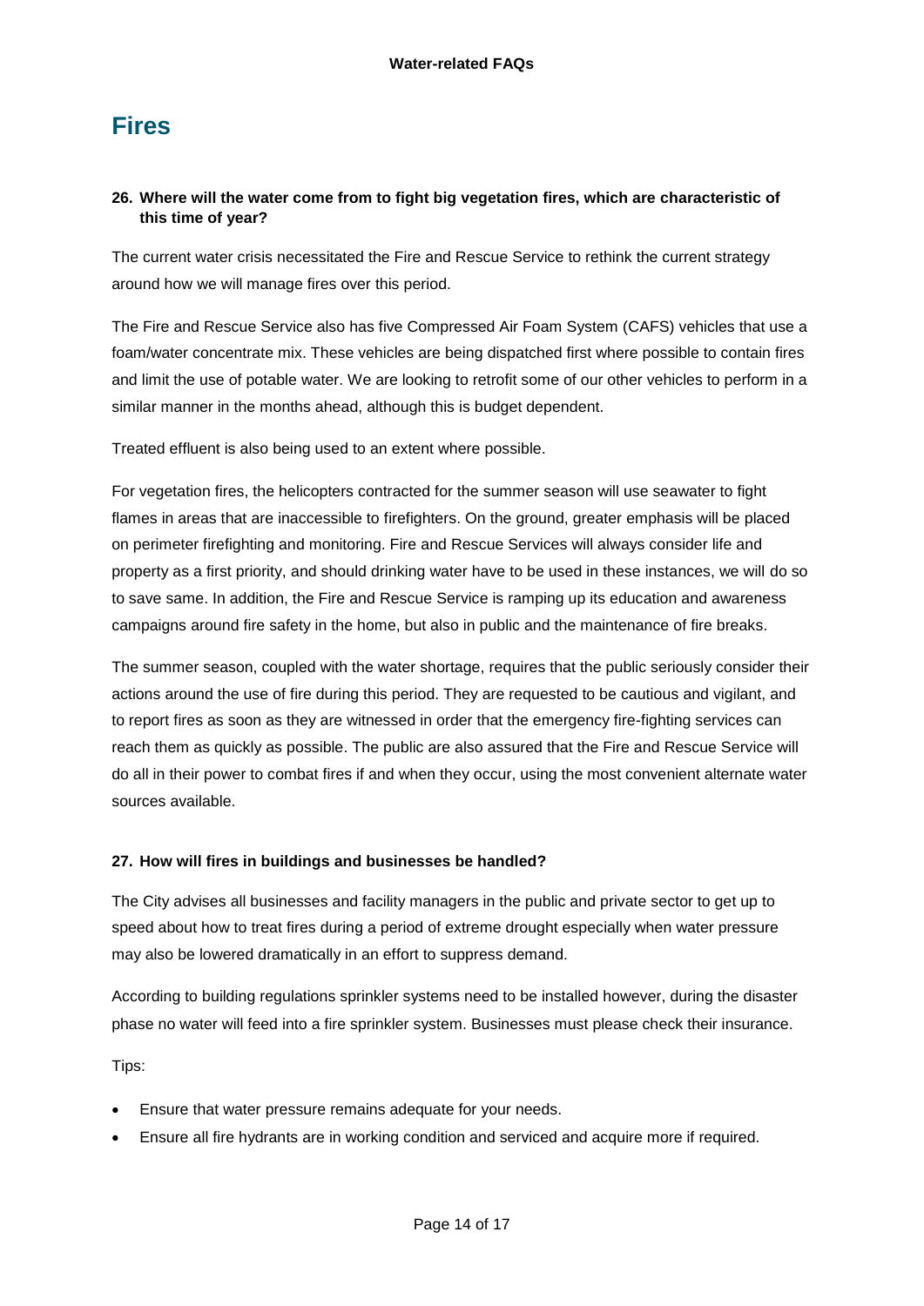# Fires

**26. Where will the water come from to fight big vegetation fires, which are characteristic of this time of year?**

The current water crisis necessitated the Fire and Rescue Service to rethink the current strategy around how we will manage fires over this period.

The Fire and Rescue Service also has five Compressed Air Foam System (CAFS) vehicles that use a foam/water concentrate mix. These vehicles are being dispatched first where possible to contain fires and limit the use of potable water. We are looking to retrofit some of our other vehicles to perform in a similar manner in the months ahead, although this is budget dependent.

Treated effluent is also being used to an extent where possible.

For vegetation fires, the helicopters contracted for the summer season will use seawater to fight flames in areas that are inaccessible to firefighters. On the ground, greater emphasis will be placed on perimeter firefighting and monitoring. Fire and Rescue Services will always consider life and property as a first priority, and should drinking water have to be used in these instances, we will do so to save same. In addition, the Fire and Rescue Service is ramping up its education and awareness campaigns around fire safety in the home, but also in public and the maintenance of fire breaks.

The summer season, coupled with the water shortage, requires that the public seriously consider their actions around the use of fire during this period. They are requested to be cautious and vigilant, and to report fires as soon as they are witnessed in order that the emergency fire-fighting services can reach them as quickly as possible. The public are also assured that the Fire and Rescue Service will do all in their power to combat fires if and when they occur, using the most convenient alternate water sources available.

**27. How will fires in buildings and businesses be handled?**

The City advises all businesses and facility managers in the public and private sector to get up to speed about how to treat fires during a period of extreme drought especially when water pressure may also be lowered dramatically in an effort to suppress demand.

According to building regulations sprinkler systems need to be installed however, during the disaster phase no water will feed into a fire sprinkler system. Businesses must please check their insurance.

Tips:

- Ensure that water pressure remains adequate for your needs.
- Ensure all fire hydrants are in working condition and serviced and acquire more if required.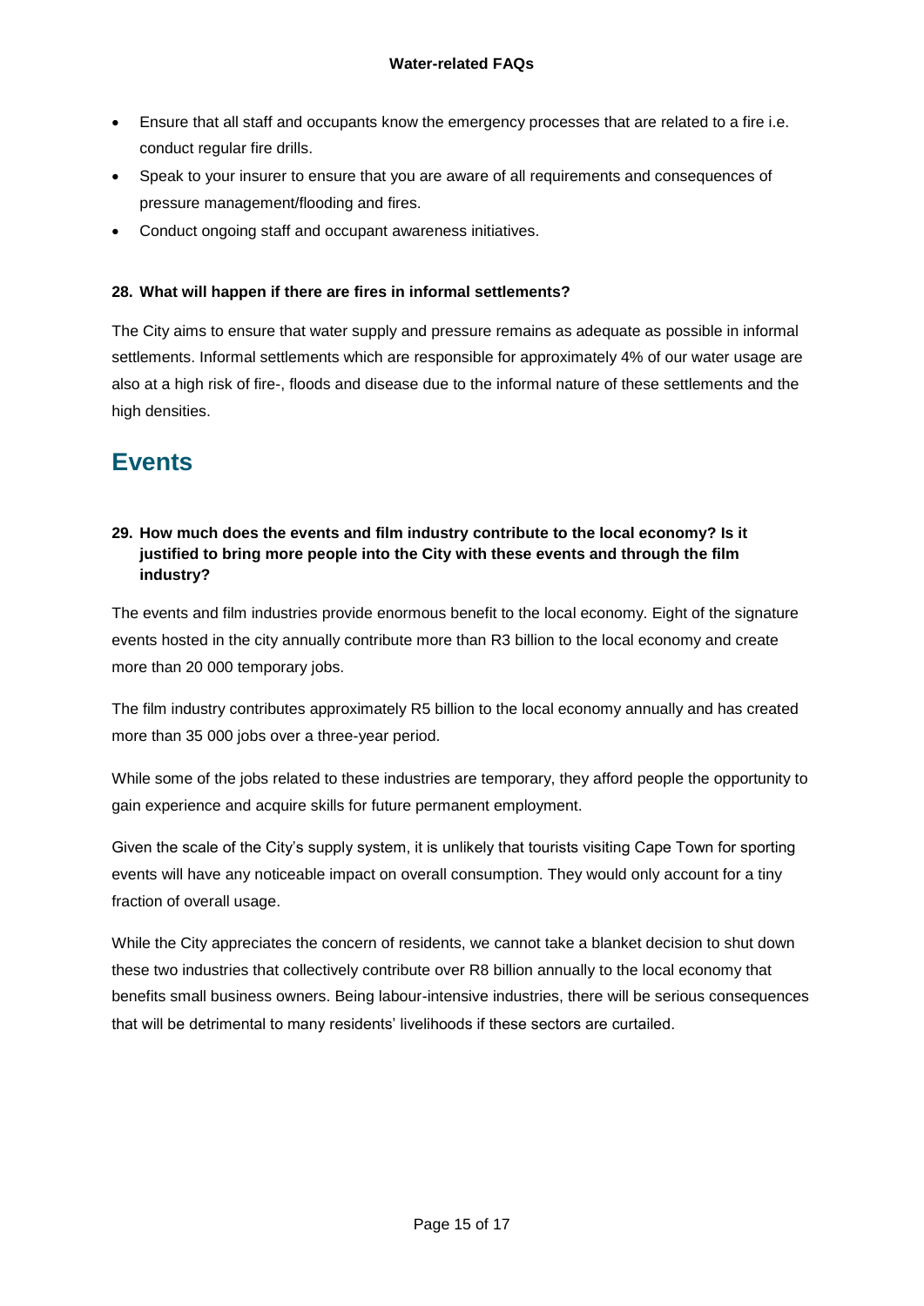- Ensure that all staff and occupants know the emergency processes that are related to a fire i.e. conduct regular fire drills.
- Speak to your insurer to ensure that you are aware of all requirements and consequences of pressure management/flooding and fires.
- Conduct ongoing staff and occupant awareness initiatives.

**28. What will happen if there are fires in informal settlements?**

The City aims to ensure that water supply and pressure remains as adequate as possible in informal settlements. Informal settlements which are responsible for approximately 4% of our water usage are also at a high risk of fire-, floods and disease due to the informal nature of these settlements and the high densities.

## Events

**29. How much does the events and film industry contribute to the local economy? Is it justified to bring more people into the City with these events and through the film industry?**

The events and film industries provide enormous benefit to the local economy. Eight of the signature events hosted in the city annually contribute more than R3 billion to the local economy and create more than 20 000 temporary jobs.

The film industry contributes approximately R5 billion to the local economy annually and has created more than 35 000 jobs over a three-year period.

While some of the jobs related to these industries are temporary, they afford people the opportunity to gain experience and acquire skills for future permanent employment.

Given the scale of the City's supply system, it is unlikely that tourists visiting Cape Town for sporting events will have any noticeable impact on overall consumption. They would only account for a tiny fraction of overall usage.

While the City appreciates the concern of residents, we cannot take a blanket decision to shut down these two industries that collectively contribute over R8 billion annually to the local economy that benefits small business owners. Being labour-intensive industries, there will be serious consequences that will be detrimental to many residents' livelihoods if these sectors are curtailed.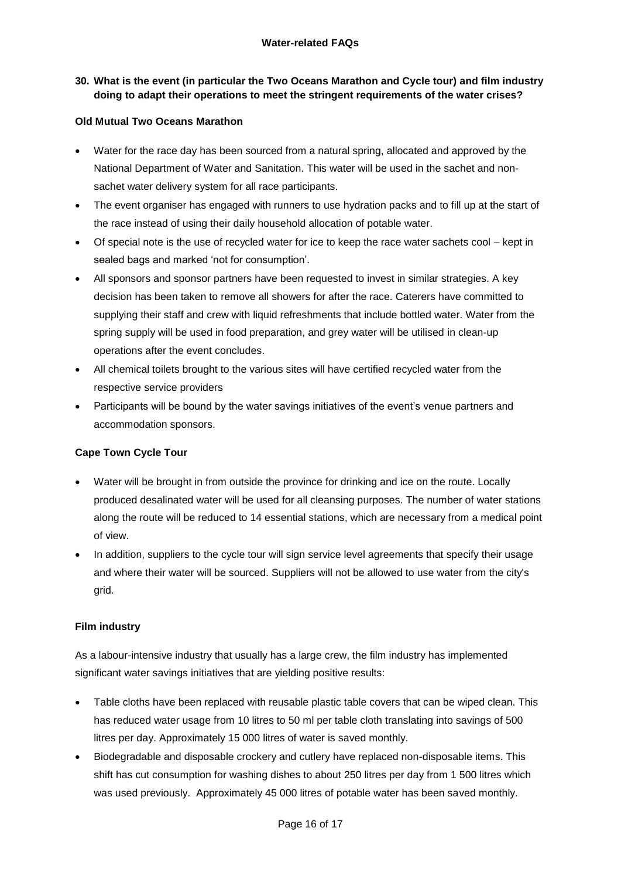**Water-related FAQs**

**30. What is the event (in particular the Two Oceans Marathon and Cycle tour) and film industry doing to adapt their operations to meet the stringent requirements of the water crises?**

**Old Mutual Two Oceans Marathon**

- Water for the race day has been sourced from a natural spring, allocated and approved by the National Department of Water and Sanitation. This water will be used in the sachet and non-sachet water delivery system for all race participants.
- The event organiser has engaged with runners to use hydration packs and to fill up at the start of the race instead of using their daily household allocation of potable water.
- Of special note is the use of recycled water for ice to keep the race water sachets cool – kept in sealed bags and marked 'not for consumption'.
- All sponsors and sponsor partners have been requested to invest in similar strategies. A key decision has been taken to remove all showers for after the race. Caterers have committed to supplying their staff and crew with liquid refreshments that include bottled water. Water from the spring supply will be used in food preparation, and grey water will be utilised in clean-up operations after the event concludes.
- All chemical toilets brought to the various sites will have certified recycled water from the respective service providers
- Participants will be bound by the water savings initiatives of the event's venue partners and accommodation sponsors.

**Cape Town Cycle Tour**

- Water will be brought in from outside the province for drinking and ice on the route. Locally produced desalinated water will be used for all cleansing purposes. The number of water stations along the route will be reduced to 14 essential stations, which are necessary from a medical point of view.
- In addition, suppliers to the cycle tour will sign service level agreements that specify their usage and where their water will be sourced. Suppliers will not be allowed to use water from the city's grid.

**Film industry**

As a labour-intensive industry that usually has a large crew, the film industry has implemented significant water savings initiatives that are yielding positive results:

- Table cloths have been replaced with reusable plastic table covers that can be wiped clean. This has reduced water usage from 10 litres to 50 ml per table cloth translating into savings of 500 litres per day. Approximately 15 000 litres of water is saved monthly.
- Biodegradable and disposable crockery and cutlery have replaced non-disposable items. This shift has cut consumption for washing dishes to about 250 litres per day from 1 500 litres which was used previously. Approximately 45 000 litres of potable water has been saved monthly.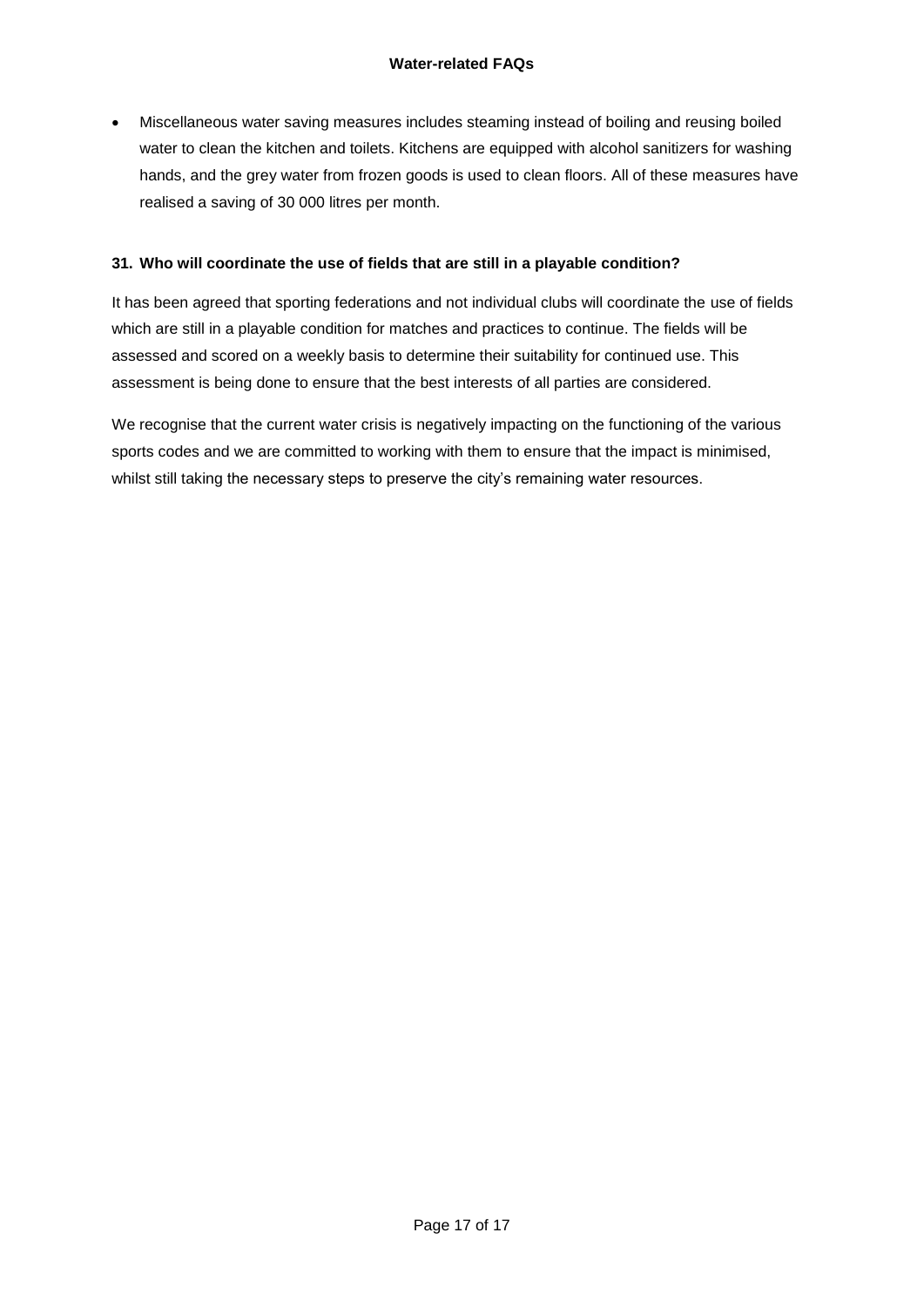- Miscellaneous water saving measures includes steaming instead of boiling and reusing boiled water to clean the kitchen and toilets. Kitchens are equipped with alcohol sanitizers for washing hands, and the grey water from frozen goods is used to clean floors. All of these measures have realised a saving of 30 000 litres per month.

**31. Who will coordinate the use of fields that are still in a playable condition?**

It has been agreed that sporting federations and not individual clubs will coordinate the use of fields which are still in a playable condition for matches and practices to continue. The fields will be assessed and scored on a weekly basis to determine their suitability for continued use. This assessment is being done to ensure that the best interests of all parties are considered.

We recognise that the current water crisis is negatively impacting on the functioning of the various sports codes and we are committed to working with them to ensure that the impact is minimised, whilst still taking the necessary steps to preserve the city's remaining water resources.